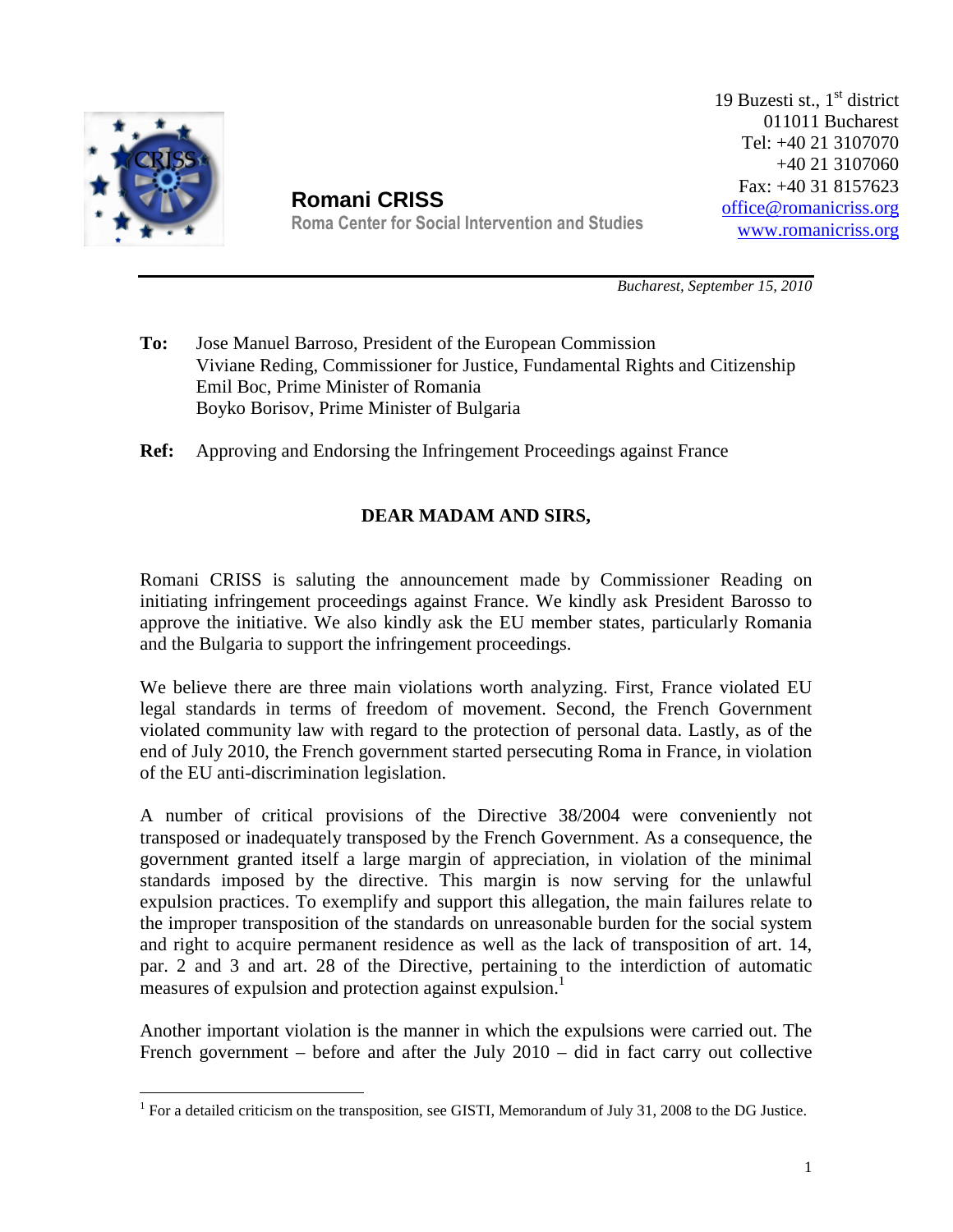**Romani CRISS**
Roma Center for Social Intervention and Studies

19 Buzesti st., 1st district
011011 Bucharest
Tel: +40 21 3107070
+40 21 3107060
Fax: +40 31 8157623
office@romanicriss.org
www.romanicriss.org

*Bucharest, September 15, 2010*

**To:** Jose Manuel Barroso, President of the European Commission
Viviane Reding, Commissioner for Justice, Fundamental Rights and Citizenship
Emil Boc, Prime Minister of Romania
Boyko Borisov, Prime Minister of Bulgaria

**Ref:** Approving and Endorsing the Infringement Proceedings against France

**DEAR MADAM AND SIRS,**

Romani CRISS is saluting the announcement made by Commissioner Reading on initiating infringement proceedings against France. We kindly ask President Barosso to approve the initiative. We also kindly ask the EU member states, particularly Romania and the Bulgaria to support the infringement proceedings.

We believe there are three main violations worth analyzing. First, France violated EU legal standards in terms of freedom of movement. Second, the French Government violated community law with regard to the protection of personal data. Lastly, as of the end of July 2010, the French government started persecuting Roma in France, in violation of the EU anti-discrimination legislation.

A number of critical provisions of the Directive 38/2004 were conveniently not transposed or inadequately transposed by the French Government. As a consequence, the government granted itself a large margin of appreciation, in violation of the minimal standards imposed by the directive. This margin is now serving for the unlawful expulsion practices. To exemplify and support this allegation, the main failures relate to the improper transposition of the standards on unreasonable burden for the social system and right to acquire permanent residence as well as the lack of transposition of art. 14, par. 2 and 3 and art. 28 of the Directive, pertaining to the interdiction of automatic measures of expulsion and protection against expulsion.[1]

Another important violation is the manner in which the expulsions were carried out. The French government – before and after the July 2010 – did in fact carry out collective

[1] For a detailed criticism on the transposition, see GISTI, Memorandum of July 31, 2008 to the DG Justice.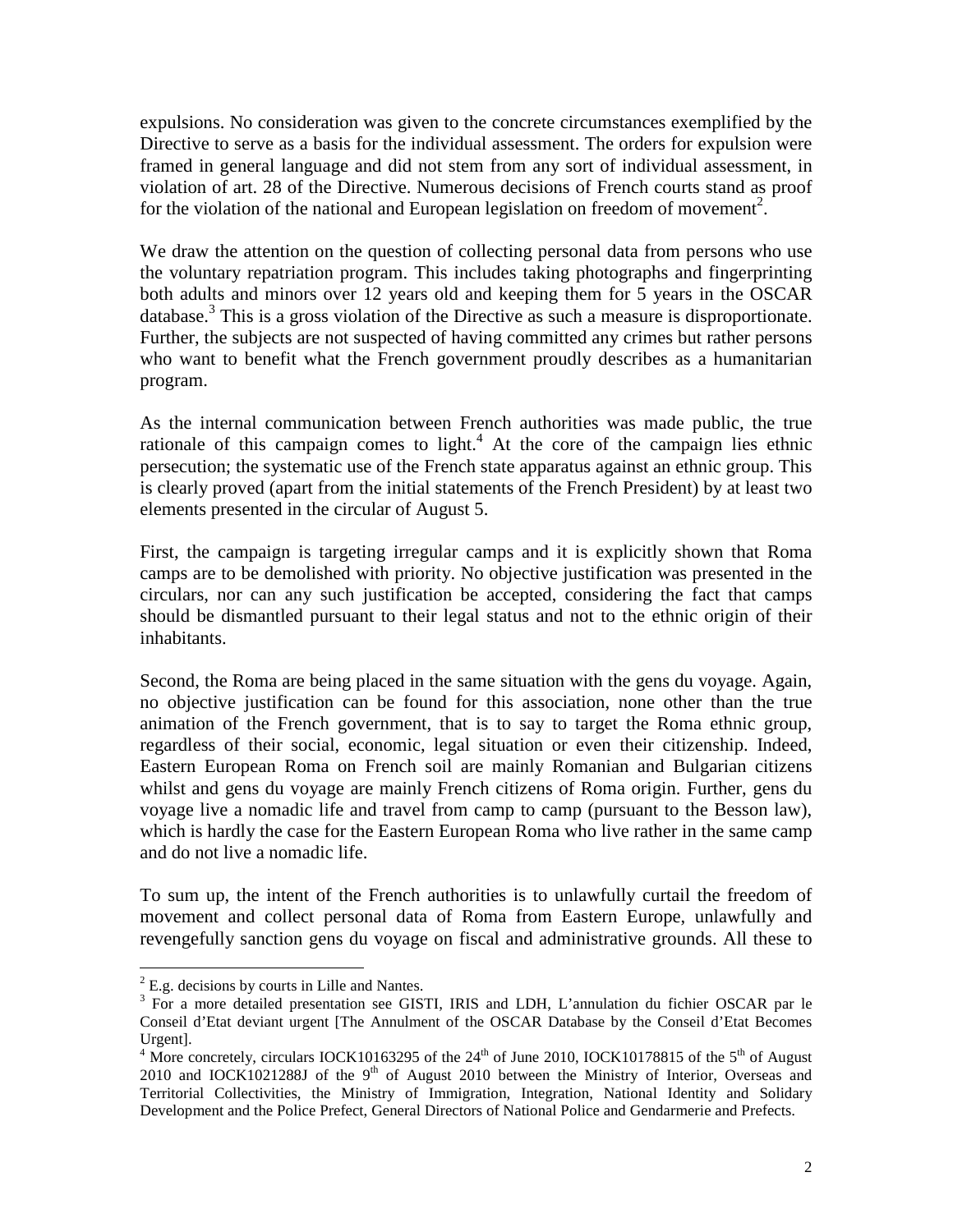expulsions. No consideration was given to the concrete circumstances exemplified by the Directive to serve as a basis for the individual assessment. The orders for expulsion were framed in general language and did not stem from any sort of individual assessment, in violation of art. 28 of the Directive. Numerous decisions of French courts stand as proof for the violation of the national and European legislation on freedom of movement[2].

We draw the attention on the question of collecting personal data from persons who use the voluntary repatriation program. This includes taking photographs and fingerprinting both adults and minors over 12 years old and keeping them for 5 years in the OSCAR database.[3] This is a gross violation of the Directive as such a measure is disproportionate. Further, the subjects are not suspected of having committed any crimes but rather persons who want to benefit what the French government proudly describes as a humanitarian program.

As the internal communication between French authorities was made public, the true rationale of this campaign comes to light.[4] At the core of the campaign lies ethnic persecution; the systematic use of the French state apparatus against an ethnic group. This is clearly proved (apart from the initial statements of the French President) by at least two elements presented in the circular of August 5.

First, the campaign is targeting irregular camps and it is explicitly shown that Roma camps are to be demolished with priority. No objective justification was presented in the circulars, nor can any such justification be accepted, considering the fact that camps should be dismantled pursuant to their legal status and not to the ethnic origin of their inhabitants.

Second, the Roma are being placed in the same situation with the gens du voyage. Again, no objective justification can be found for this association, none other than the true animation of the French government, that is to say to target the Roma ethnic group, regardless of their social, economic, legal situation or even their citizenship. Indeed, Eastern European Roma on French soil are mainly Romanian and Bulgarian citizens whilst and gens du voyage are mainly French citizens of Roma origin. Further, gens du voyage live a nomadic life and travel from camp to camp (pursuant to the Besson law), which is hardly the case for the Eastern European Roma who live rather in the same camp and do not live a nomadic life.

To sum up, the intent of the French authorities is to unlawfully curtail the freedom of movement and collect personal data of Roma from Eastern Europe, unlawfully and revengefully sanction gens du voyage on fiscal and administrative grounds. All these to

---

[2] E.g. decisions by courts in Lille and Nantes.

[3] For a more detailed presentation see GISTI, IRIS and LDH, L'annulation du fichier OSCAR par le Conseil d'Etat deviant urgent [The Annulment of the OSCAR Database by the Conseil d'Etat Becomes Urgent].

[4] More concretely, circulars IOCK10163295 of the 24th of June 2010, IOCK10178815 of the 5th of August 2010 and IOCK1021288J of the 9th of August 2010 between the Ministry of Interior, Overseas and Territorial Collectivities, the Ministry of Immigration, Integration, National Identity and Solidary Development and the Police Prefect, General Directors of National Police and Gendarmerie and Prefects.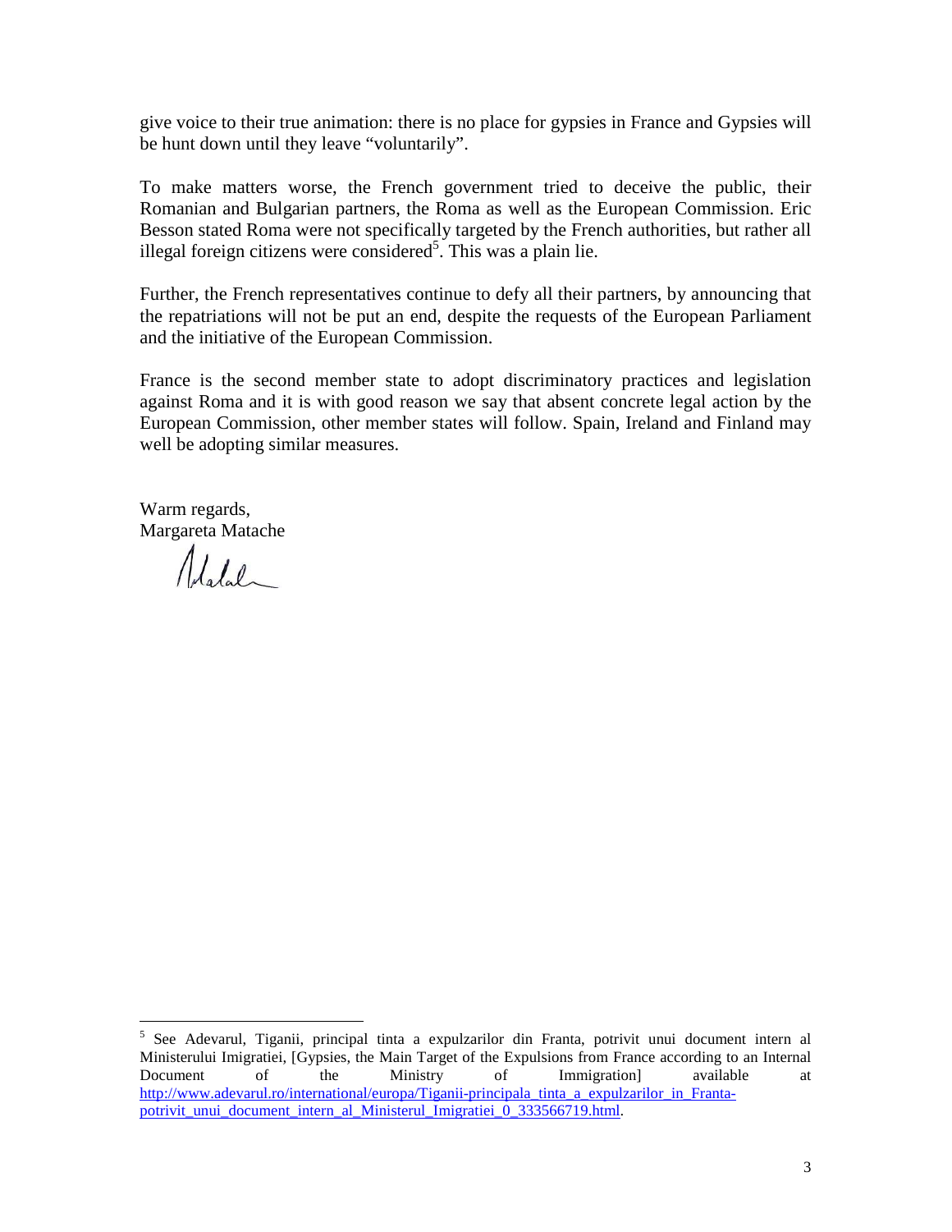give voice to their true animation: there is no place for gypsies in France and Gypsies will be hunt down until they leave "voluntarily".

To make matters worse, the French government tried to deceive the public, their Romanian and Bulgarian partners, the Roma as well as the European Commission. Eric Besson stated Roma were not specifically targeted by the French authorities, but rather all illegal foreign citizens were considered[5]. This was a plain lie.

Further, the French representatives continue to defy all their partners, by announcing that the repatriations will not be put an end, despite the requests of the European Parliament and the initiative of the European Commission.

France is the second member state to adopt discriminatory practices and legislation against Roma and it is with good reason we say that absent concrete legal action by the European Commission, other member states will follow. Spain, Ireland and Finland may well be adopting similar measures.

Warm regards,
Margareta Matache

---

[5] See Adevarul, Tiganii, principal tinta a expulzarilor din Franta, potrivit unui document intern al Ministerului Imigratiei, [Gypsies, the Main Target of the Expulsions from France according to an Internal Document of the Ministry of Immigration] available at http://www.adevarul.ro/international/europa/Tiganii-principala_tinta_a_expulzarilor_in_Franta-potrivit_unui_document_intern_al_Ministerul_Imigratiei_0_333566719.html.